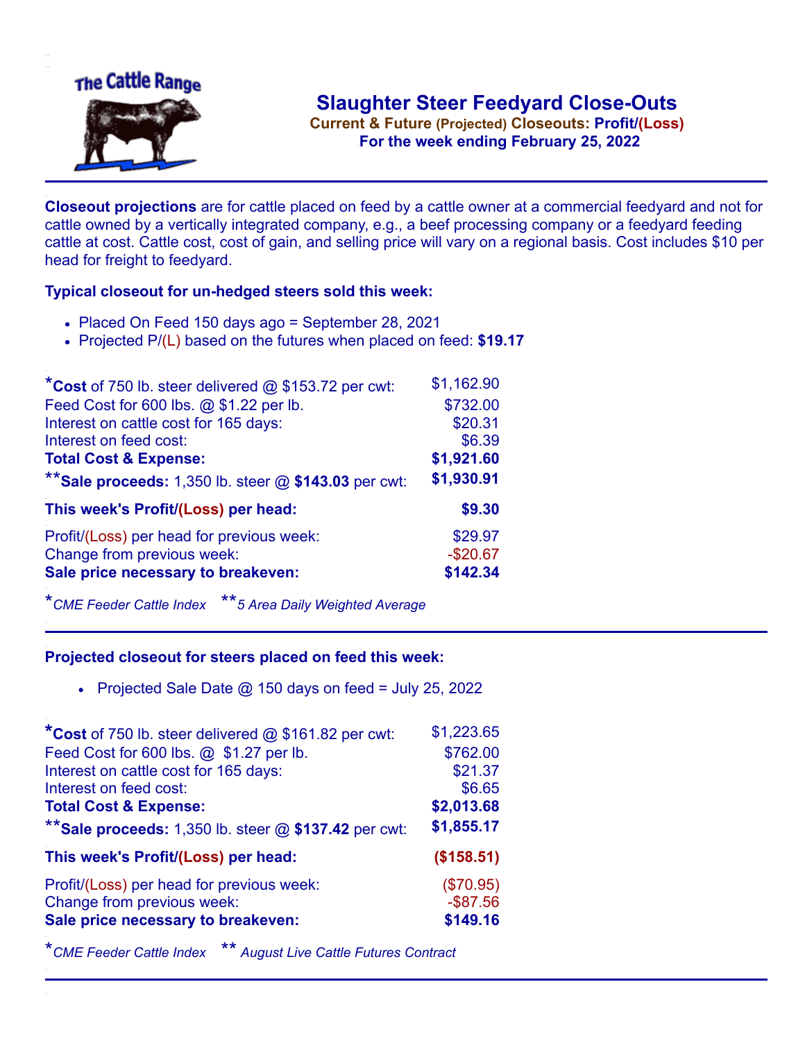# Slaughter Steer Feedyard Close-Outs

**Current & Future (Projected) Closeouts: Profit/(Loss)**

**For the week ending February 25, 2022**

**Closeout projections** are for cattle placed on feed by a cattle owner at a commercial feedyard and not for cattle owned by a vertically integrated company, e.g., a beef processing company or a feedyard feeding cattle at cost. Cattle cost, cost of gain, and selling price will vary on a regional basis. Cost includes $10 per head for freight to feedyard.

### Typical closeout for un-hedged steers sold this week:

- Placed On Feed 150 days ago = September 28, 2021
- Projected P/(L) based on the futures when placed on feed: **$19.17**

| | |
|---|---|
| ***Cost** of 750 lb. steer delivered @ $153.72 per cwt: | $1,162.90 |
| Feed Cost for 600 lbs. @ $1.22 per lb. | $732.00 |
| Interest on cattle cost for 165 days: | $20.31 |
| Interest on feed cost: | $6.39 |
| **Total Cost & Expense:** | **$1,921.60** |
| ****Sale proceeds:** 1,350 lb. steer @ **$143.03** per cwt: | **$1,930.91** |
| **This week's Profit/(Loss) per head:** | **$9.30** |
| Profit/(Loss) per head for previous week: | $29.97 |
| Change from previous week: | -$20.67 |
| **Sale price necessary to breakeven:** | **$142.34** |

**CME Feeder Cattle Index* ***5 Area Daily Weighted Average*

### Projected closeout for steers placed on feed this week:

- Projected Sale Date @ 150 days on feed = July 25, 2022

| | |
|---|---|
| ***Cost** of 750 lb. steer delivered @ $161.82 per cwt: | $1,223.65 |
| Feed Cost for 600 lbs. @ $1.27 per lb. | $762.00 |
| Interest on cattle cost for 165 days: | $21.37 |
| Interest on feed cost: | $6.65 |
| **Total Cost & Expense:** | **$2,013.68** |
| ****Sale proceeds:** 1,350 lb. steer @ **$137.42** per cwt: | **$1,855.17** |
| **This week's Profit/(Loss) per head:** | **($158.51)** |
| Profit/(Loss) per head for previous week: | ($70.95) |
| Change from previous week: | -$87.56 |
| **Sale price necessary to breakeven:** | **$149.16** |

**CME Feeder Cattle Index* *** August Live Cattle Futures Contract*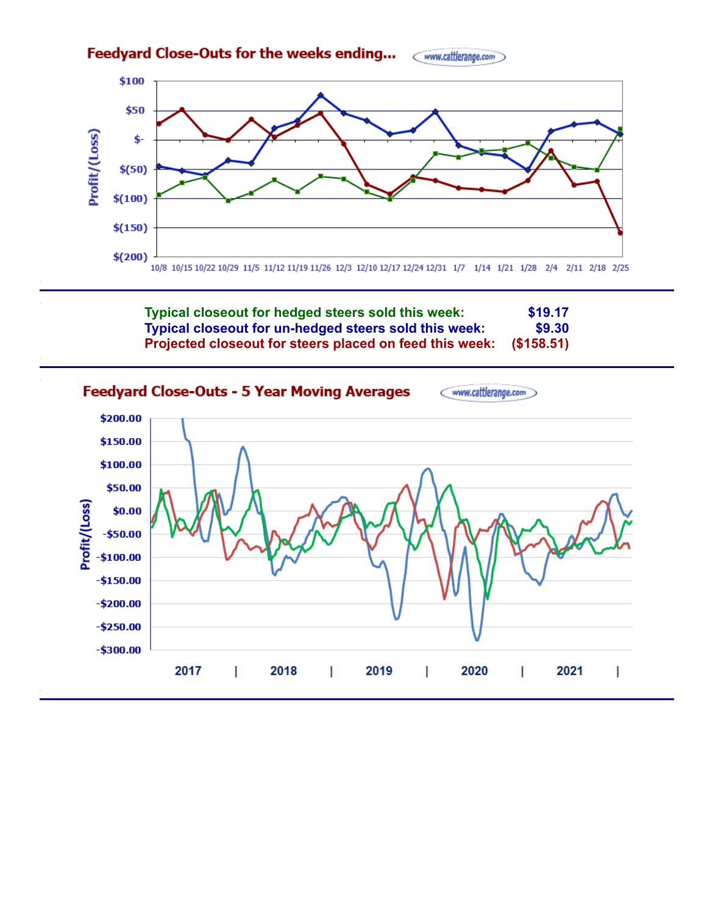## Feedyard Close-Outs for the weeks ending...

www.cattlerange.com

Profit/(Loss)

$100
$50
$-
$(50)
$(100)
$(150)
$(200)

10/8 10/15 10/22 10/29 11/5 11/12 11/19 11/26 12/3 12/10 12/17 12/24 12/31 1/7 1/14 1/21 1/28 2/4 2/11 2/18 2/25

| | |
|---|---|
| **Typical closeout for hedged steers sold this week:** | **$19.17** |
| **Typical closeout for un-hedged steers sold this week:** | **$9.30** |
| **Projected closeout for steers placed on feed this week:** | **($158.51)** |

## Feedyard Close-Outs - 5 Year Moving Averages

www.cattlerange.com

Profit/(Loss)

$200.00
$150.00
$100.00
$50.00
$0.00
-$50.00
-$100.00
-$150.00
-$200.00
-$250.00
-$300.00

2017 | 2018 | 2019 | 2020 | 2021 |